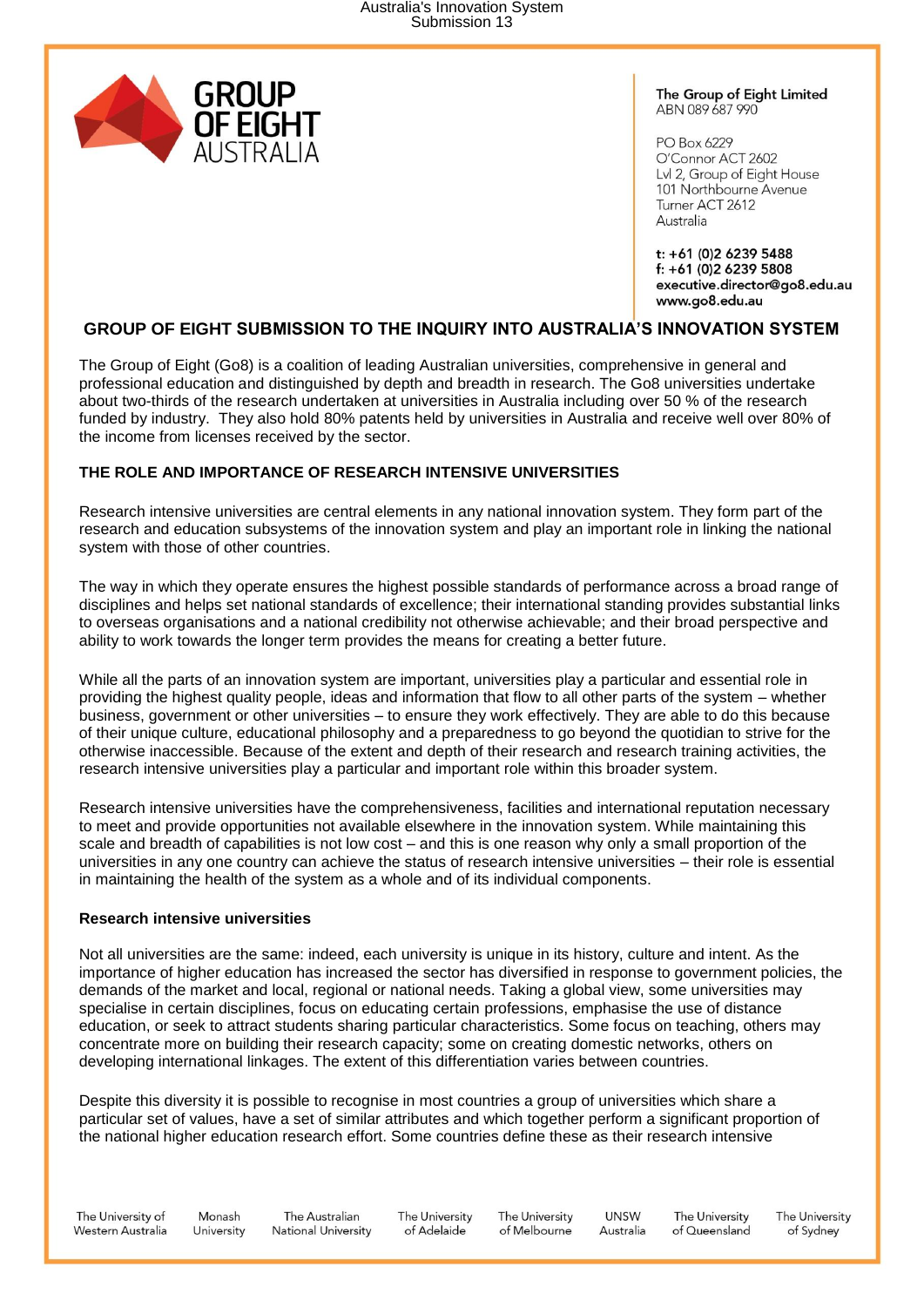GROUP OF EIGHT AUSTRALIA

**The Group of Eight Limited**
ABN 089 687 990

PO Box 6229
O'Connor ACT 2602
Lvl 2, Group of Eight House
101 Northbourne Avenue
Turner ACT 2612
Australia

**t: +61 (0)2 6239 5488**
**f: +61 (0)2 6239 5808**
**executive.director@go8.edu.au**
**www.go8.edu.au**

# GROUP OF EIGHT SUBMISSION TO THE INQUIRY INTO AUSTRALIA'S INNOVATION SYSTEM

The Group of Eight (Go8) is a coalition of leading Australian universities, comprehensive in general and professional education and distinguished by depth and breadth in research. The Go8 universities undertake about two-thirds of the research undertaken at universities in Australia including over 50 % of the research funded by industry. They also hold 80% patents held by universities in Australia and receive well over 80% of the income from licenses received by the sector.

## THE ROLE AND IMPORTANCE OF RESEARCH INTENSIVE UNIVERSITIES

Research intensive universities are central elements in any national innovation system. They form part of the research and education subsystems of the innovation system and play an important role in linking the national system with those of other countries.

The way in which they operate ensures the highest possible standards of performance across a broad range of disciplines and helps set national standards of excellence; their international standing provides substantial links to overseas organisations and a national credibility not otherwise achievable; and their broad perspective and ability to work towards the longer term provides the means for creating a better future.

While all the parts of an innovation system are important, universities play a particular and essential role in providing the highest quality people, ideas and information that flow to all other parts of the system – whether business, government or other universities – to ensure they work effectively. They are able to do this because of their unique culture, educational philosophy and a preparedness to go beyond the quotidian to strive for the otherwise inaccessible. Because of the extent and depth of their research and research training activities, the research intensive universities play a particular and important role within this broader system.

Research intensive universities have the comprehensiveness, facilities and international reputation necessary to meet and provide opportunities not available elsewhere in the innovation system. While maintaining this scale and breadth of capabilities is not low cost – and this is one reason why only a small proportion of the universities in any one country can achieve the status of research intensive universities – their role is essential in maintaining the health of the system as a whole and of its individual components.

### Research intensive universities

Not all universities are the same: indeed, each university is unique in its history, culture and intent. As the importance of higher education has increased the sector has diversified in response to government policies, the demands of the market and local, regional or national needs. Taking a global view, some universities may specialise in certain disciplines, focus on educating certain professions, emphasise the use of distance education, or seek to attract students sharing particular characteristics. Some focus on teaching, others may concentrate more on building their research capacity; some on creating domestic networks, others on developing international linkages. The extent of this differentiation varies between countries.

Despite this diversity it is possible to recognise in most countries a group of universities which share a particular set of values, have a set of similar attributes and which together perform a significant proportion of the national higher education research effort. Some countries define these as their research intensive

The University of Western Australia | Monash University | The Australian National University | The University of Adelaide | The University of Melbourne | UNSW Australia | The University of Queensland | The University of Sydney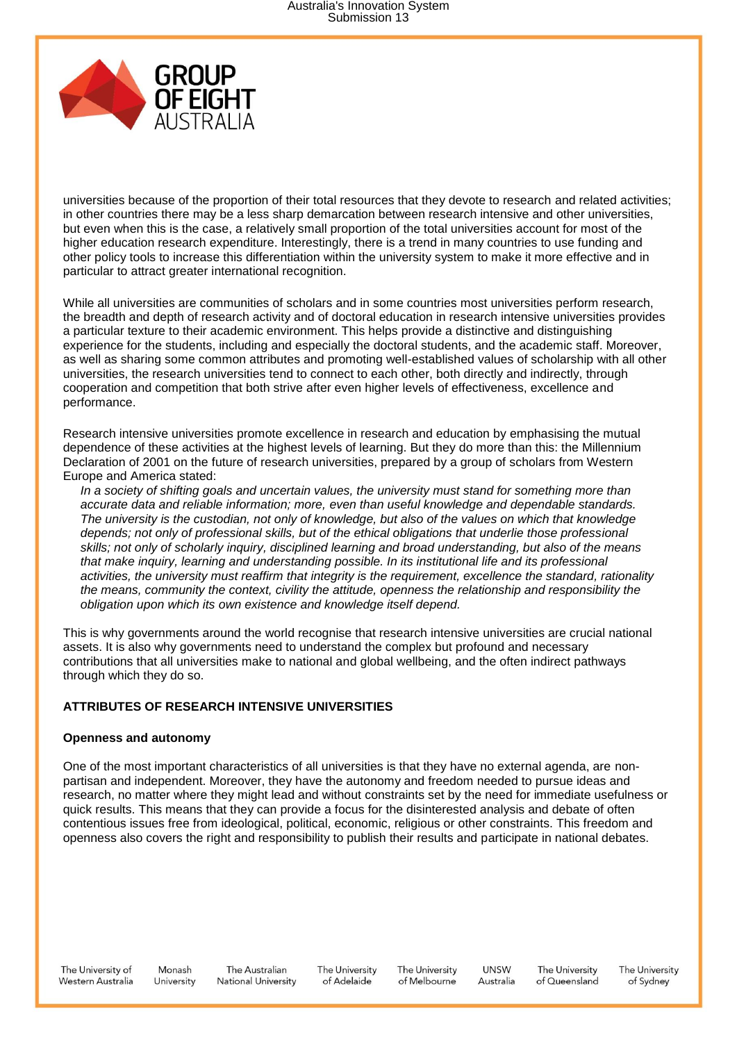universities because of the proportion of their total resources that they devote to research and related activities; in other countries there may be a less sharp demarcation between research intensive and other universities, but even when this is the case, a relatively small proportion of the total universities account for most of the higher education research expenditure. Interestingly, there is a trend in many countries to use funding and other policy tools to increase this differentiation within the university system to make it more effective and in particular to attract greater international recognition.

While all universities are communities of scholars and in some countries most universities perform research, the breadth and depth of research activity and of doctoral education in research intensive universities provides a particular texture to their academic environment. This helps provide a distinctive and distinguishing experience for the students, including and especially the doctoral students, and the academic staff. Moreover, as well as sharing some common attributes and promoting well-established values of scholarship with all other universities, the research universities tend to connect to each other, both directly and indirectly, through cooperation and competition that both strive after even higher levels of effectiveness, excellence and performance.

Research intensive universities promote excellence in research and education by emphasising the mutual dependence of these activities at the highest levels of learning. But they do more than this: the Millennium Declaration of 2001 on the future of research universities, prepared by a group of scholars from Western Europe and America stated:

> *In a society of shifting goals and uncertain values, the university must stand for something more than accurate data and reliable information; more, even than useful knowledge and dependable standards. The university is the custodian, not only of knowledge, but also of the values on which that knowledge depends; not only of professional skills, but of the ethical obligations that underlie those professional skills; not only of scholarly inquiry, disciplined learning and broad understanding, but also of the means that make inquiry, learning and understanding possible. In its institutional life and its professional activities, the university must reaffirm that integrity is the requirement, excellence the standard, rationality the means, community the context, civility the attitude, openness the relationship and responsibility the obligation upon which its own existence and knowledge itself depend.*

This is why governments around the world recognise that research intensive universities are crucial national assets. It is also why governments need to understand the complex but profound and necessary contributions that all universities make to national and global wellbeing, and the often indirect pathways through which they do so.

## ATTRIBUTES OF RESEARCH INTENSIVE UNIVERSITIES

### Openness and autonomy

One of the most important characteristics of all universities is that they have no external agenda, are non-partisan and independent. Moreover, they have the autonomy and freedom needed to pursue ideas and research, no matter where they might lead and without constraints set by the need for immediate usefulness or quick results. This means that they can provide a focus for the disinterested analysis and debate of often contentious issues free from ideological, political, economic, religious or other constraints. This freedom and openness also covers the right and responsibility to publish their results and participate in national debates.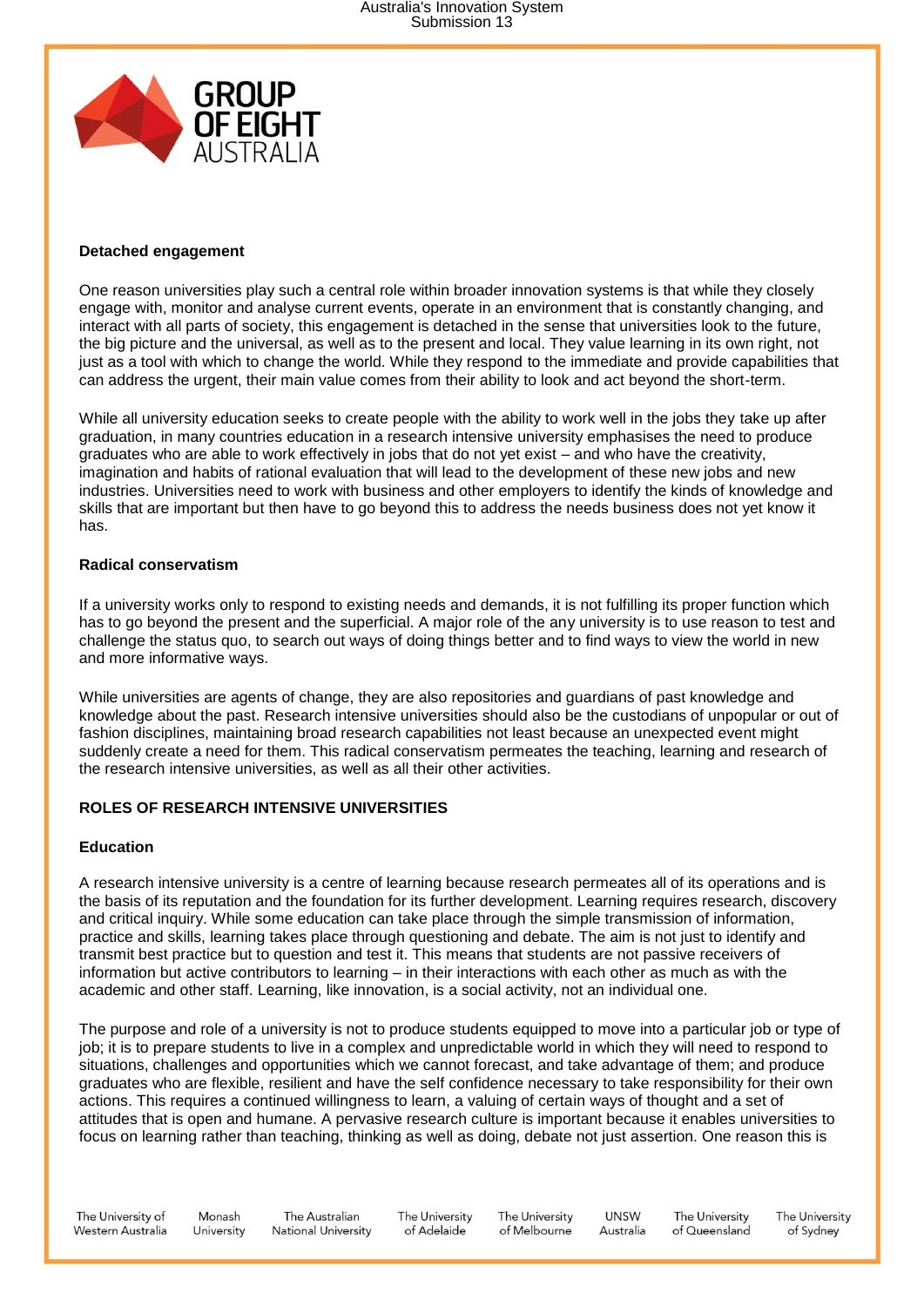**Detached engagement**

One reason universities play such a central role within broader innovation systems is that while they closely engage with, monitor and analyse current events, operate in an environment that is constantly changing, and interact with all parts of society, this engagement is detached in the sense that universities look to the future, the big picture and the universal, as well as to the present and local. They value learning in its own right, not just as a tool with which to change the world. While they respond to the immediate and provide capabilities that can address the urgent, their main value comes from their ability to look and act beyond the short-term.

While all university education seeks to create people with the ability to work well in the jobs they take up after graduation, in many countries education in a research intensive university emphasises the need to produce graduates who are able to work effectively in jobs that do not yet exist – and who have the creativity, imagination and habits of rational evaluation that will lead to the development of these new jobs and new industries. Universities need to work with business and other employers to identify the kinds of knowledge and skills that are important but then have to go beyond this to address the needs business does not yet know it has.

**Radical conservatism**

If a university works only to respond to existing needs and demands, it is not fulfilling its proper function which has to go beyond the present and the superficial. A major role of the any university is to use reason to test and challenge the status quo, to search out ways of doing things better and to find ways to view the world in new and more informative ways.

While universities are agents of change, they are also repositories and guardians of past knowledge and knowledge about the past. Research intensive universities should also be the custodians of unpopular or out of fashion disciplines, maintaining broad research capabilities not least because an unexpected event might suddenly create a need for them. This radical conservatism permeates the teaching, learning and research of the research intensive universities, as well as all their other activities.

## ROLES OF RESEARCH INTENSIVE UNIVERSITIES

**Education**

A research intensive university is a centre of learning because research permeates all of its operations and is the basis of its reputation and the foundation for its further development. Learning requires research, discovery and critical inquiry. While some education can take place through the simple transmission of information, practice and skills, learning takes place through questioning and debate. The aim is not just to identify and transmit best practice but to question and test it. This means that students are not passive receivers of information but active contributors to learning – in their interactions with each other as much as with the academic and other staff. Learning, like innovation, is a social activity, not an individual one.

The purpose and role of a university is not to produce students equipped to move into a particular job or type of job; it is to prepare students to live in a complex and unpredictable world in which they will need to respond to situations, challenges and opportunities which we cannot forecast, and take advantage of them; and produce graduates who are flexible, resilient and have the self confidence necessary to take responsibility for their own actions. This requires a continued willingness to learn, a valuing of certain ways of thought and a set of attitudes that is open and humane. A pervasive research culture is important because it enables universities to focus on learning rather than teaching, thinking as well as doing, debate not just assertion. One reason this is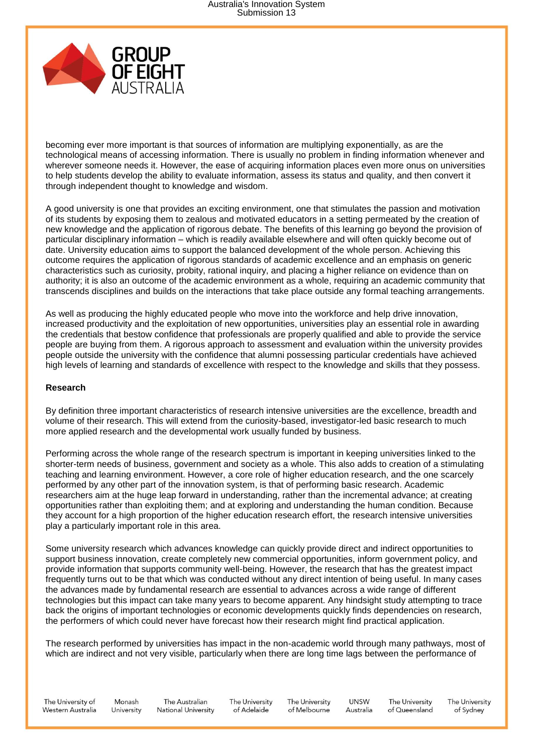becoming ever more important is that sources of information are multiplying exponentially, as are the technological means of accessing information. There is usually no problem in finding information whenever and wherever someone needs it. However, the ease of acquiring information places even more onus on universities to help students develop the ability to evaluate information, assess its status and quality, and then convert it through independent thought to knowledge and wisdom.

A good university is one that provides an exciting environment, one that stimulates the passion and motivation of its students by exposing them to zealous and motivated educators in a setting permeated by the creation of new knowledge and the application of rigorous debate. The benefits of this learning go beyond the provision of particular disciplinary information – which is readily available elsewhere and will often quickly become out of date. University education aims to support the balanced development of the whole person. Achieving this outcome requires the application of rigorous standards of academic excellence and an emphasis on generic characteristics such as curiosity, probity, rational inquiry, and placing a higher reliance on evidence than on authority; it is also an outcome of the academic environment as a whole, requiring an academic community that transcends disciplines and builds on the interactions that take place outside any formal teaching arrangements.

As well as producing the highly educated people who move into the workforce and help drive innovation, increased productivity and the exploitation of new opportunities, universities play an essential role in awarding the credentials that bestow confidence that professionals are properly qualified and able to provide the service people are buying from them. A rigorous approach to assessment and evaluation within the university provides people outside the university with the confidence that alumni possessing particular credentials have achieved high levels of learning and standards of excellence with respect to the knowledge and skills that they possess.

**Research**

By definition three important characteristics of research intensive universities are the excellence, breadth and volume of their research. This will extend from the curiosity-based, investigator-led basic research to much more applied research and the developmental work usually funded by business.

Performing across the whole range of the research spectrum is important in keeping universities linked to the shorter-term needs of business, government and society as a whole. This also adds to creation of a stimulating teaching and learning environment. However, a core role of higher education research, and the one scarcely performed by any other part of the innovation system, is that of performing basic research. Academic researchers aim at the huge leap forward in understanding, rather than the incremental advance; at creating opportunities rather than exploiting them; and at exploring and understanding the human condition. Because they account for a high proportion of the higher education research effort, the research intensive universities play a particularly important role in this area.

Some university research which advances knowledge can quickly provide direct and indirect opportunities to support business innovation, create completely new commercial opportunities, inform government policy, and provide information that supports community well-being. However, the research that has the greatest impact frequently turns out to be that which was conducted without any direct intention of being useful. In many cases the advances made by fundamental research are essential to advances across a wide range of different technologies but this impact can take many years to become apparent. Any hindsight study attempting to trace back the origins of important technologies or economic developments quickly finds dependencies on research, the performers of which could never have forecast how their research might find practical application.

The research performed by universities has impact in the non-academic world through many pathways, most of which are indirect and not very visible, particularly when there are long time lags between the performance of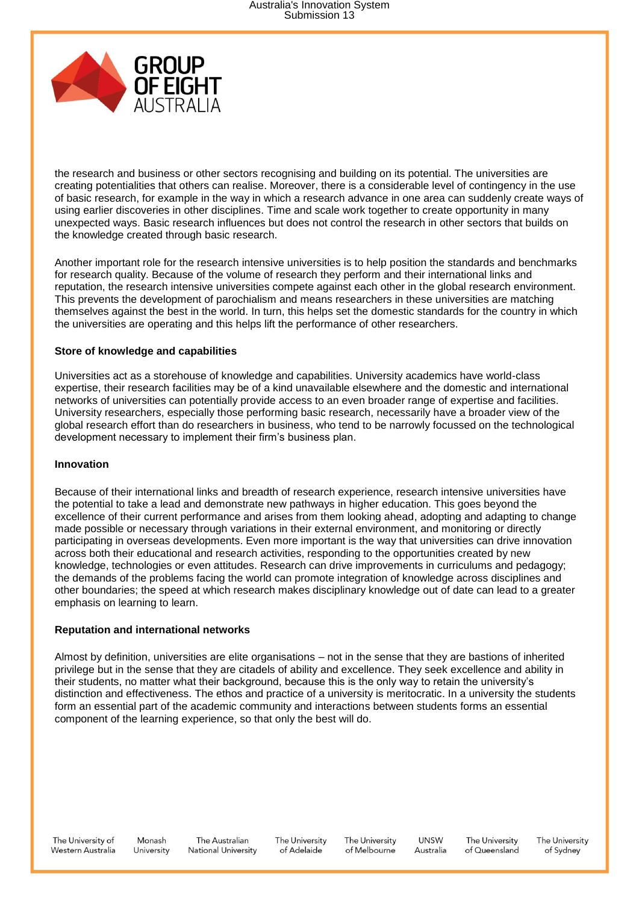the research and business or other sectors recognising and building on its potential. The universities are creating potentialities that others can realise. Moreover, there is a considerable level of contingency in the use of basic research, for example in the way in which a research advance in one area can suddenly create ways of using earlier discoveries in other disciplines. Time and scale work together to create opportunity in many unexpected ways. Basic research influences but does not control the research in other sectors that builds on the knowledge created through basic research.

Another important role for the research intensive universities is to help position the standards and benchmarks for research quality. Because of the volume of research they perform and their international links and reputation, the research intensive universities compete against each other in the global research environment. This prevents the development of parochialism and means researchers in these universities are matching themselves against the best in the world. In turn, this helps set the domestic standards for the country in which the universities are operating and this helps lift the performance of other researchers.

**Store of knowledge and capabilities**

Universities act as a storehouse of knowledge and capabilities. University academics have world-class expertise, their research facilities may be of a kind unavailable elsewhere and the domestic and international networks of universities can potentially provide access to an even broader range of expertise and facilities. University researchers, especially those performing basic research, necessarily have a broader view of the global research effort than do researchers in business, who tend to be narrowly focussed on the technological development necessary to implement their firm's business plan.

**Innovation**

Because of their international links and breadth of research experience, research intensive universities have the potential to take a lead and demonstrate new pathways in higher education. This goes beyond the excellence of their current performance and arises from them looking ahead, adopting and adapting to change made possible or necessary through variations in their external environment, and monitoring or directly participating in overseas developments. Even more important is the way that universities can drive innovation across both their educational and research activities, responding to the opportunities created by new knowledge, technologies or even attitudes. Research can drive improvements in curriculums and pedagogy; the demands of the problems facing the world can promote integration of knowledge across disciplines and other boundaries; the speed at which research makes disciplinary knowledge out of date can lead to a greater emphasis on learning to learn.

**Reputation and international networks**

Almost by definition, universities are elite organisations – not in the sense that they are bastions of inherited privilege but in the sense that they are citadels of ability and excellence. They seek excellence and ability in their students, no matter what their background, because this is the only way to retain the university's distinction and effectiveness. The ethos and practice of a university is meritocratic. In a university the students form an essential part of the academic community and interactions between students forms an essential component of the learning experience, so that only the best will do.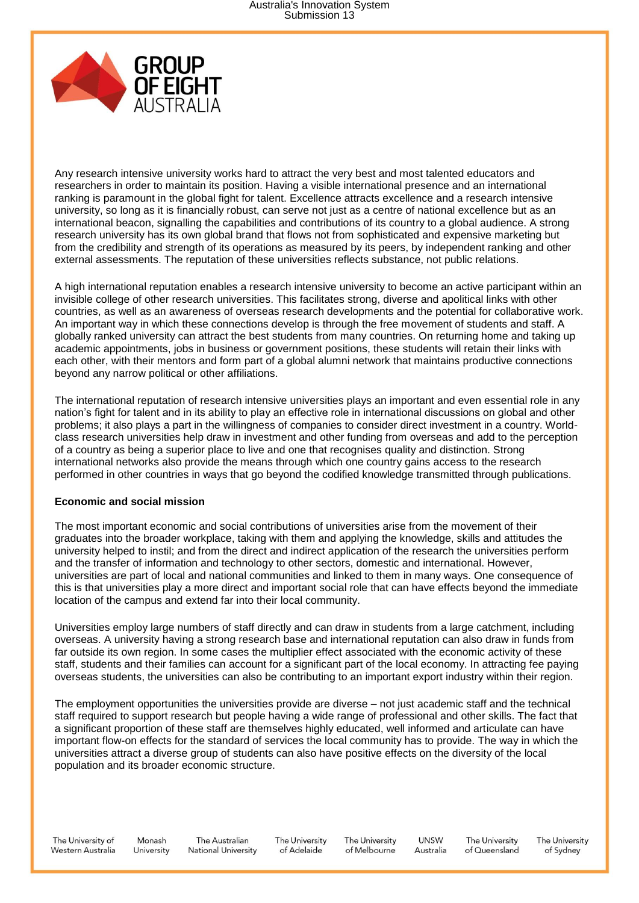Any research intensive university works hard to attract the very best and most talented educators and researchers in order to maintain its position. Having a visible international presence and an international ranking is paramount in the global fight for talent. Excellence attracts excellence and a research intensive university, so long as it is financially robust, can serve not just as a centre of national excellence but as an international beacon, signalling the capabilities and contributions of its country to a global audience. A strong research university has its own global brand that flows not from sophisticated and expensive marketing but from the credibility and strength of its operations as measured by its peers, by independent ranking and other external assessments. The reputation of these universities reflects substance, not public relations.

A high international reputation enables a research intensive university to become an active participant within an invisible college of other research universities. This facilitates strong, diverse and apolitical links with other countries, as well as an awareness of overseas research developments and the potential for collaborative work. An important way in which these connections develop is through the free movement of students and staff. A globally ranked university can attract the best students from many countries. On returning home and taking up academic appointments, jobs in business or government positions, these students will retain their links with each other, with their mentors and form part of a global alumni network that maintains productive connections beyond any narrow political or other affiliations.

The international reputation of research intensive universities plays an important and even essential role in any nation's fight for talent and in its ability to play an effective role in international discussions on global and other problems; it also plays a part in the willingness of companies to consider direct investment in a country. World-class research universities help draw in investment and other funding from overseas and add to the perception of a country as being a superior place to live and one that recognises quality and distinction. Strong international networks also provide the means through which one country gains access to the research performed in other countries in ways that go beyond the codified knowledge transmitted through publications.

**Economic and social mission**

The most important economic and social contributions of universities arise from the movement of their graduates into the broader workplace, taking with them and applying the knowledge, skills and attitudes the university helped to instil; and from the direct and indirect application of the research the universities perform and the transfer of information and technology to other sectors, domestic and international. However, universities are part of local and national communities and linked to them in many ways. One consequence of this is that universities play a more direct and important social role that can have effects beyond the immediate location of the campus and extend far into their local community.

Universities employ large numbers of staff directly and can draw in students from a large catchment, including overseas. A university having a strong research base and international reputation can also draw in funds from far outside its own region. In some cases the multiplier effect associated with the economic activity of these staff, students and their families can account for a significant part of the local economy. In attracting fee paying overseas students, the universities can also be contributing to an important export industry within their region.

The employment opportunities the universities provide are diverse – not just academic staff and the technical staff required to support research but people having a wide range of professional and other skills. The fact that a significant proportion of these staff are themselves highly educated, well informed and articulate can have important flow-on effects for the standard of services the local community has to provide. The way in which the universities attract a diverse group of students can also have positive effects on the diversity of the local population and its broader economic structure.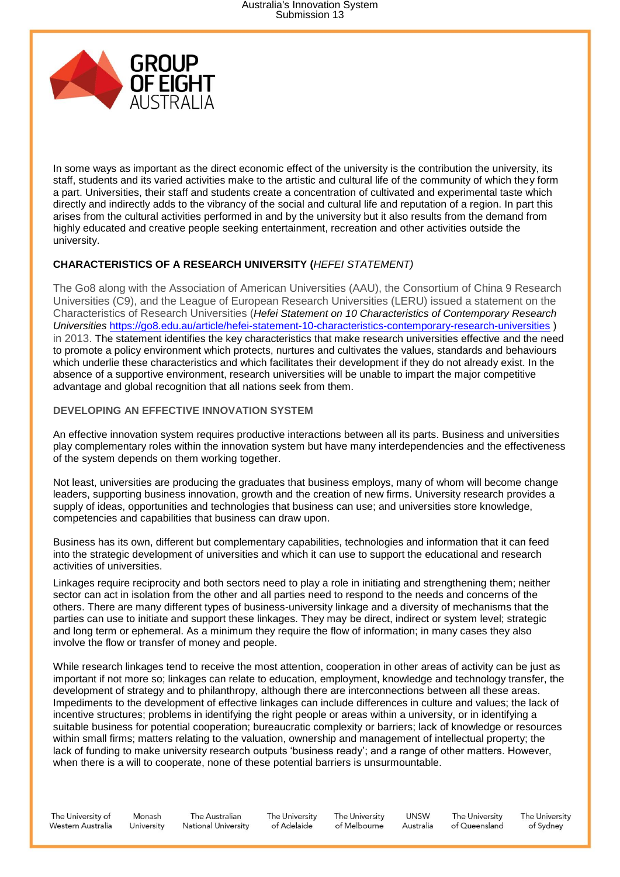In some ways as important as the direct economic effect of the university is the contribution the university, its staff, students and its varied activities make to the artistic and cultural life of the community of which they form a part. Universities, their staff and students create a concentration of cultivated and experimental taste which directly and indirectly adds to the vibrancy of the social and cultural life and reputation of a region. In part this arises from the cultural activities performed in and by the university but it also results from the demand from highly educated and creative people seeking entertainment, recreation and other activities outside the university.

## CHARACTERISTICS OF A RESEARCH UNIVERSITY (*HEFEI STATEMENT)*

The Go8 along with the Association of American Universities (AAU), the Consortium of China 9 Research Universities (C9), and the League of European Research Universities (LERU) issued a statement on the Characteristics of Research Universities (*Hefei Statement on 10 Characteristics of Contemporary Research Universities* https://go8.edu.au/article/hefei-statement-10-characteristics-contemporary-research-universities ) in 2013. The statement identifies the key characteristics that make research universities effective and the need to promote a policy environment which protects, nurtures and cultivates the values, standards and behaviours which underlie these characteristics and which facilitates their development if they do not already exist. In the absence of a supportive environment, research universities will be unable to impart the major competitive advantage and global recognition that all nations seek from them.

## DEVELOPING AN EFFECTIVE INNOVATION SYSTEM

An effective innovation system requires productive interactions between all its parts. Business and universities play complementary roles within the innovation system but have many interdependencies and the effectiveness of the system depends on them working together.

Not least, universities are producing the graduates that business employs, many of whom will become change leaders, supporting business innovation, growth and the creation of new firms. University research provides a supply of ideas, opportunities and technologies that business can use; and universities store knowledge, competencies and capabilities that business can draw upon.

Business has its own, different but complementary capabilities, technologies and information that it can feed into the strategic development of universities and which it can use to support the educational and research activities of universities.

Linkages require reciprocity and both sectors need to play a role in initiating and strengthening them; neither sector can act in isolation from the other and all parties need to respond to the needs and concerns of the others. There are many different types of business-university linkage and a diversity of mechanisms that the parties can use to initiate and support these linkages. They may be direct, indirect or system level; strategic and long term or ephemeral. As a minimum they require the flow of information; in many cases they also involve the flow or transfer of money and people.

While research linkages tend to receive the most attention, cooperation in other areas of activity can be just as important if not more so; linkages can relate to education, employment, knowledge and technology transfer, the development of strategy and to philanthropy, although there are interconnections between all these areas. Impediments to the development of effective linkages can include differences in culture and values; the lack of incentive structures; problems in identifying the right people or areas within a university, or in identifying a suitable business for potential cooperation; bureaucratic complexity or barriers; lack of knowledge or resources within small firms; matters relating to the valuation, ownership and management of intellectual property; the lack of funding to make university research outputs 'business ready'; and a range of other matters. However, when there is a will to cooperate, none of these potential barriers is unsurmountable.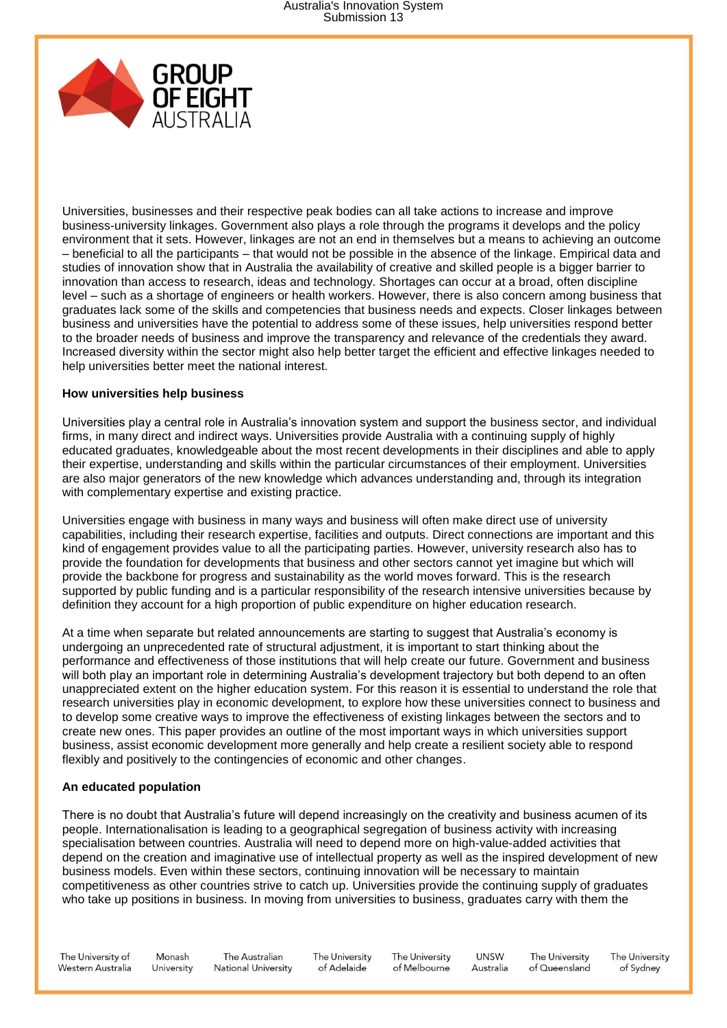Universities, businesses and their respective peak bodies can all take actions to increase and improve business-university linkages. Government also plays a role through the programs it develops and the policy environment that it sets. However, linkages are not an end in themselves but a means to achieving an outcome – beneficial to all the participants – that would not be possible in the absence of the linkage. Empirical data and studies of innovation show that in Australia the availability of creative and skilled people is a bigger barrier to innovation than access to research, ideas and technology. Shortages can occur at a broad, often discipline level – such as a shortage of engineers or health workers. However, there is also concern among business that graduates lack some of the skills and competencies that business needs and expects. Closer linkages between business and universities have the potential to address some of these issues, help universities respond better to the broader needs of business and improve the transparency and relevance of the credentials they award. Increased diversity within the sector might also help better target the efficient and effective linkages needed to help universities better meet the national interest.

**How universities help business**

Universities play a central role in Australia's innovation system and support the business sector, and individual firms, in many direct and indirect ways. Universities provide Australia with a continuing supply of highly educated graduates, knowledgeable about the most recent developments in their disciplines and able to apply their expertise, understanding and skills within the particular circumstances of their employment. Universities are also major generators of the new knowledge which advances understanding and, through its integration with complementary expertise and existing practice.

Universities engage with business in many ways and business will often make direct use of university capabilities, including their research expertise, facilities and outputs. Direct connections are important and this kind of engagement provides value to all the participating parties. However, university research also has to provide the foundation for developments that business and other sectors cannot yet imagine but which will provide the backbone for progress and sustainability as the world moves forward. This is the research supported by public funding and is a particular responsibility of the research intensive universities because by definition they account for a high proportion of public expenditure on higher education research.

At a time when separate but related announcements are starting to suggest that Australia's economy is undergoing an unprecedented rate of structural adjustment, it is important to start thinking about the performance and effectiveness of those institutions that will help create our future. Government and business will both play an important role in determining Australia's development trajectory but both depend to an often unappreciated extent on the higher education system. For this reason it is essential to understand the role that research universities play in economic development, to explore how these universities connect to business and to develop some creative ways to improve the effectiveness of existing linkages between the sectors and to create new ones. This paper provides an outline of the most important ways in which universities support business, assist economic development more generally and help create a resilient society able to respond flexibly and positively to the contingencies of economic and other changes.

**An educated population**

There is no doubt that Australia's future will depend increasingly on the creativity and business acumen of its people. Internationalisation is leading to a geographical segregation of business activity with increasing specialisation between countries. Australia will need to depend more on high-value-added activities that depend on the creation and imaginative use of intellectual property as well as the inspired development of new business models. Even within these sectors, continuing innovation will be necessary to maintain competitiveness as other countries strive to catch up. Universities provide the continuing supply of graduates who take up positions in business. In moving from universities to business, graduates carry with them the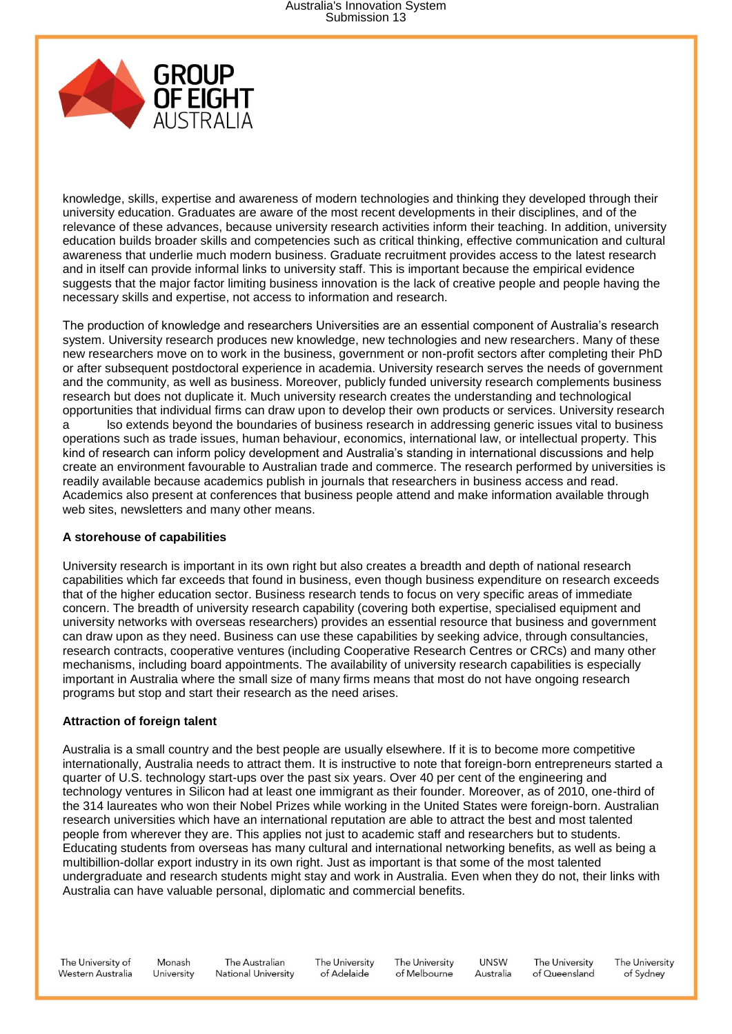knowledge, skills, expertise and awareness of modern technologies and thinking they developed through their university education. Graduates are aware of the most recent developments in their disciplines, and of the relevance of these advances, because university research activities inform their teaching. In addition, university education builds broader skills and competencies such as critical thinking, effective communication and cultural awareness that underlie much modern business. Graduate recruitment provides access to the latest research and in itself can provide informal links to university staff. This is important because the empirical evidence suggests that the major factor limiting business innovation is the lack of creative people and people having the necessary skills and expertise, not access to information and research.

The production of knowledge and researchers Universities are an essential component of Australia's research system. University research produces new knowledge, new technologies and new researchers. Many of these new researchers move on to work in the business, government or non-profit sectors after completing their PhD or after subsequent postdoctoral experience in academia. University research serves the needs of government and the community, as well as business. Moreover, publicly funded university research complements business research but does not duplicate it. Much university research creates the understanding and technological opportunities that individual firms can draw upon to develop their own products or services. University research a lso extends beyond the boundaries of business research in addressing generic issues vital to business operations such as trade issues, human behaviour, economics, international law, or intellectual property. This kind of research can inform policy development and Australia's standing in international discussions and help create an environment favourable to Australian trade and commerce. The research performed by universities is readily available because academics publish in journals that researchers in business access and read. Academics also present at conferences that business people attend and make information available through web sites, newsletters and many other means.

**A storehouse of capabilities**

University research is important in its own right but also creates a breadth and depth of national research capabilities which far exceeds that found in business, even though business expenditure on research exceeds that of the higher education sector. Business research tends to focus on very specific areas of immediate concern. The breadth of university research capability (covering both expertise, specialised equipment and university networks with overseas researchers) provides an essential resource that business and government can draw upon as they need. Business can use these capabilities by seeking advice, through consultancies, research contracts, cooperative ventures (including Cooperative Research Centres or CRCs) and many other mechanisms, including board appointments. The availability of university research capabilities is especially important in Australia where the small size of many firms means that most do not have ongoing research programs but stop and start their research as the need arises.

**Attraction of foreign talent**

Australia is a small country and the best people are usually elsewhere. If it is to become more competitive internationally, Australia needs to attract them. It is instructive to note that foreign-born entrepreneurs started a quarter of U.S. technology start-ups over the past six years. Over 40 per cent of the engineering and technology ventures in Silicon had at least one immigrant as their founder. Moreover, as of 2010, one-third of the 314 laureates who won their Nobel Prizes while working in the United States were foreign-born. Australian research universities which have an international reputation are able to attract the best and most talented people from wherever they are. This applies not just to academic staff and researchers but to students. Educating students from overseas has many cultural and international networking benefits, as well as being a multibillion-dollar export industry in its own right. Just as important is that some of the most talented undergraduate and research students might stay and work in Australia. Even when they do not, their links with Australia can have valuable personal, diplomatic and commercial benefits.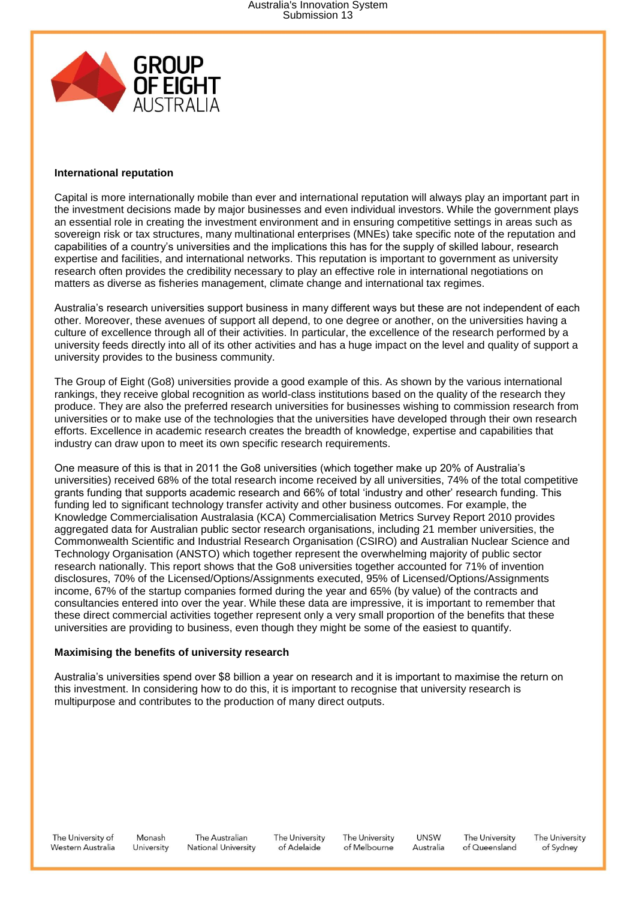### International reputation

Capital is more internationally mobile than ever and international reputation will always play an important part in the investment decisions made by major businesses and even individual investors. While the government plays an essential role in creating the investment environment and in ensuring competitive settings in areas such as sovereign risk or tax structures, many multinational enterprises (MNEs) take specific note of the reputation and capabilities of a country's universities and the implications this has for the supply of skilled labour, research expertise and facilities, and international networks. This reputation is important to government as university research often provides the credibility necessary to play an effective role in international negotiations on matters as diverse as fisheries management, climate change and international tax regimes.

Australia's research universities support business in many different ways but these are not independent of each other. Moreover, these avenues of support all depend, to one degree or another, on the universities having a culture of excellence through all of their activities. In particular, the excellence of the research performed by a university feeds directly into all of its other activities and has a huge impact on the level and quality of support a university provides to the business community.

The Group of Eight (Go8) universities provide a good example of this. As shown by the various international rankings, they receive global recognition as world-class institutions based on the quality of the research they produce. They are also the preferred research universities for businesses wishing to commission research from universities or to make use of the technologies that the universities have developed through their own research efforts. Excellence in academic research creates the breadth of knowledge, expertise and capabilities that industry can draw upon to meet its own specific research requirements.

One measure of this is that in 2011 the Go8 universities (which together make up 20% of Australia's universities) received 68% of the total research income received by all universities, 74% of the total competitive grants funding that supports academic research and 66% of total 'industry and other' research funding. This funding led to significant technology transfer activity and other business outcomes. For example, the Knowledge Commercialisation Australasia (KCA) Commercialisation Metrics Survey Report 2010 provides aggregated data for Australian public sector research organisations, including 21 member universities, the Commonwealth Scientific and Industrial Research Organisation (CSIRO) and Australian Nuclear Science and Technology Organisation (ANSTO) which together represent the overwhelming majority of public sector research nationally. This report shows that the Go8 universities together accounted for 71% of invention disclosures, 70% of the Licensed/Options/Assignments executed, 95% of Licensed/Options/Assignments income, 67% of the startup companies formed during the year and 65% (by value) of the contracts and consultancies entered into over the year. While these data are impressive, it is important to remember that these direct commercial activities together represent only a very small proportion of the benefits that these universities are providing to business, even though they might be some of the easiest to quantify.

### Maximising the benefits of university research

Australia's universities spend over $8 billion a year on research and it is important to maximise the return on this investment. In considering how to do this, it is important to recognise that university research is multipurpose and contributes to the production of many direct outputs.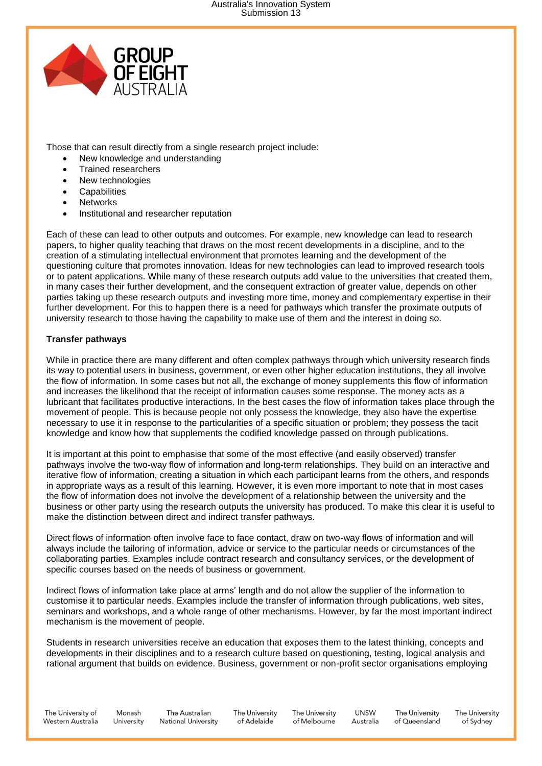Those that can result directly from a single research project include:

- New knowledge and understanding
- Trained researchers
- New technologies
- Capabilities
- Networks
- Institutional and researcher reputation

Each of these can lead to other outputs and outcomes. For example, new knowledge can lead to research papers, to higher quality teaching that draws on the most recent developments in a discipline, and to the creation of a stimulating intellectual environment that promotes learning and the development of the questioning culture that promotes innovation. Ideas for new technologies can lead to improved research tools or to patent applications. While many of these research outputs add value to the universities that created them, in many cases their further development, and the consequent extraction of greater value, depends on other parties taking up these research outputs and investing more time, money and complementary expertise in their further development. For this to happen there is a need for pathways which transfer the proximate outputs of university research to those having the capability to make use of them and the interest in doing so.

**Transfer pathways**

While in practice there are many different and often complex pathways through which university research finds its way to potential users in business, government, or even other higher education institutions, they all involve the flow of information. In some cases but not all, the exchange of money supplements this flow of information and increases the likelihood that the receipt of information causes some response. The money acts as a lubricant that facilitates productive interactions. In the best cases the flow of information takes place through the movement of people. This is because people not only possess the knowledge, they also have the expertise necessary to use it in response to the particularities of a specific situation or problem; they possess the tacit knowledge and know how that supplements the codified knowledge passed on through publications.

It is important at this point to emphasise that some of the most effective (and easily observed) transfer pathways involve the two-way flow of information and long-term relationships. They build on an interactive and iterative flow of information, creating a situation in which each participant learns from the others, and responds in appropriate ways as a result of this learning. However, it is even more important to note that in most cases the flow of information does not involve the development of a relationship between the university and the business or other party using the research outputs the university has produced. To make this clear it is useful to make the distinction between direct and indirect transfer pathways.

Direct flows of information often involve face to face contact, draw on two-way flows of information and will always include the tailoring of information, advice or service to the particular needs or circumstances of the collaborating parties. Examples include contract research and consultancy services, or the development of specific courses based on the needs of business or government.

Indirect flows of information take place at arms' length and do not allow the supplier of the information to customise it to particular needs. Examples include the transfer of information through publications, web sites, seminars and workshops, and a whole range of other mechanisms. However, by far the most important indirect mechanism is the movement of people.

Students in research universities receive an education that exposes them to the latest thinking, concepts and developments in their disciplines and to a research culture based on questioning, testing, logical analysis and rational argument that builds on evidence. Business, government or non-profit sector organisations employing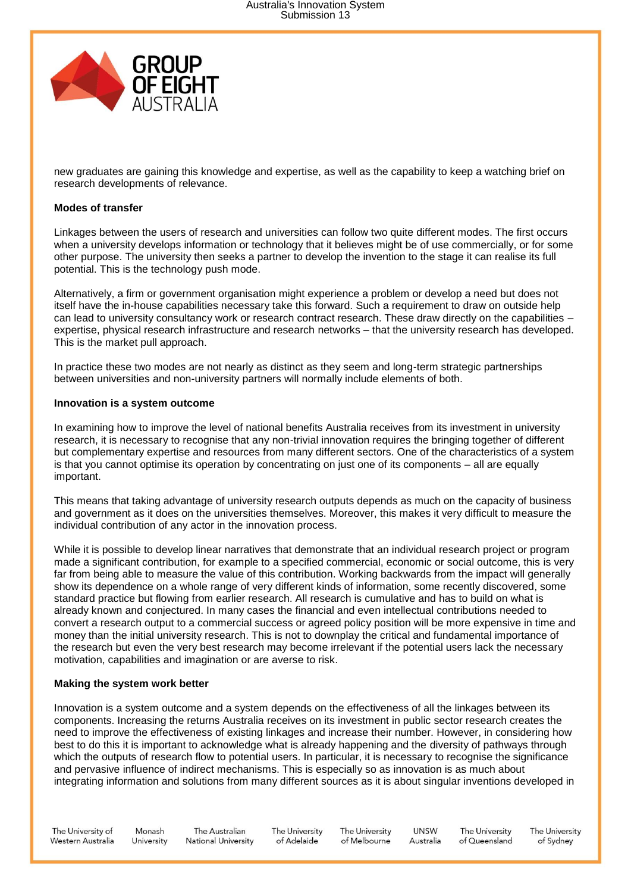new graduates are gaining this knowledge and expertise, as well as the capability to keep a watching brief on research developments of relevance.

**Modes of transfer**

Linkages between the users of research and universities can follow two quite different modes. The first occurs when a university develops information or technology that it believes might be of use commercially, or for some other purpose. The university then seeks a partner to develop the invention to the stage it can realise its full potential. This is the technology push mode.

Alternatively, a firm or government organisation might experience a problem or develop a need but does not itself have the in-house capabilities necessary take this forward. Such a requirement to draw on outside help can lead to university consultancy work or research contract research. These draw directly on the capabilities – expertise, physical research infrastructure and research networks – that the university research has developed. This is the market pull approach.

In practice these two modes are not nearly as distinct as they seem and long-term strategic partnerships between universities and non-university partners will normally include elements of both.

**Innovation is a system outcome**

In examining how to improve the level of national benefits Australia receives from its investment in university research, it is necessary to recognise that any non-trivial innovation requires the bringing together of different but complementary expertise and resources from many different sectors. One of the characteristics of a system is that you cannot optimise its operation by concentrating on just one of its components – all are equally important.

This means that taking advantage of university research outputs depends as much on the capacity of business and government as it does on the universities themselves. Moreover, this makes it very difficult to measure the individual contribution of any actor in the innovation process.

While it is possible to develop linear narratives that demonstrate that an individual research project or program made a significant contribution, for example to a specified commercial, economic or social outcome, this is very far from being able to measure the value of this contribution. Working backwards from the impact will generally show its dependence on a whole range of very different kinds of information, some recently discovered, some standard practice but flowing from earlier research. All research is cumulative and has to build on what is already known and conjectured. In many cases the financial and even intellectual contributions needed to convert a research output to a commercial success or agreed policy position will be more expensive in time and money than the initial university research. This is not to downplay the critical and fundamental importance of the research but even the very best research may become irrelevant if the potential users lack the necessary motivation, capabilities and imagination or are averse to risk.

**Making the system work better**

Innovation is a system outcome and a system depends on the effectiveness of all the linkages between its components. Increasing the returns Australia receives on its investment in public sector research creates the need to improve the effectiveness of existing linkages and increase their number. However, in considering how best to do this it is important to acknowledge what is already happening and the diversity of pathways through which the outputs of research flow to potential users. In particular, it is necessary to recognise the significance and pervasive influence of indirect mechanisms. This is especially so as innovation is as much about integrating information and solutions from many different sources as it is about singular inventions developed in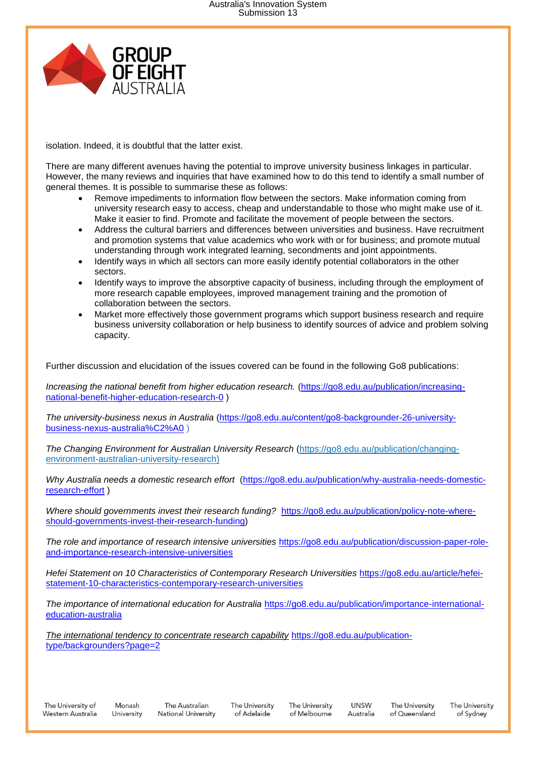isolation. Indeed, it is doubtful that the latter exist.

There are many different avenues having the potential to improve university business linkages in particular. However, the many reviews and inquiries that have examined how to do this tend to identify a small number of general themes. It is possible to summarise these as follows:

- Remove impediments to information flow between the sectors. Make information coming from university research easy to access, cheap and understandable to those who might make use of it. Make it easier to find. Promote and facilitate the movement of people between the sectors.
- Address the cultural barriers and differences between universities and business. Have recruitment and promotion systems that value academics who work with or for business; and promote mutual understanding through work integrated learning, secondments and joint appointments.
- Identify ways in which all sectors can more easily identify potential collaborators in the other sectors.
- Identify ways to improve the absorptive capacity of business, including through the employment of more research capable employees, improved management training and the promotion of collaboration between the sectors.
- Market more effectively those government programs which support business research and require business university collaboration or help business to identify sources of advice and problem solving capacity.

Further discussion and elucidation of the issues covered can be found in the following Go8 publications:

*Increasing the national benefit from higher education research.* (https://go8.edu.au/publication/increasing-national-benefit-higher-education-research-0 )

*The university-business nexus in Australia* (https://go8.edu.au/content/go8-backgrounder-26-university-business-nexus-australia%C2%A0 )

*The Changing Environment for Australian University Research* (https://go8.edu.au/publication/changing-environment-australian-university-research)

*Why Australia needs a domestic research effort* (https://go8.edu.au/publication/why-australia-needs-domestic-research-effort )

*Where should governments invest their research funding?* https://go8.edu.au/publication/policy-note-where-should-governments-invest-their-research-funding)

*The role and importance of research intensive universities* https://go8.edu.au/publication/discussion-paper-role-and-importance-research-intensive-universities

*Hefei Statement on 10 Characteristics of Contemporary Research Universities* https://go8.edu.au/article/hefei-statement-10-characteristics-contemporary-research-universities

*The importance of international education for Australia* https://go8.edu.au/publication/importance-international-education-australia

*The international tendency to concentrate research capability* https://go8.edu.au/publication-type/backgrounders?page=2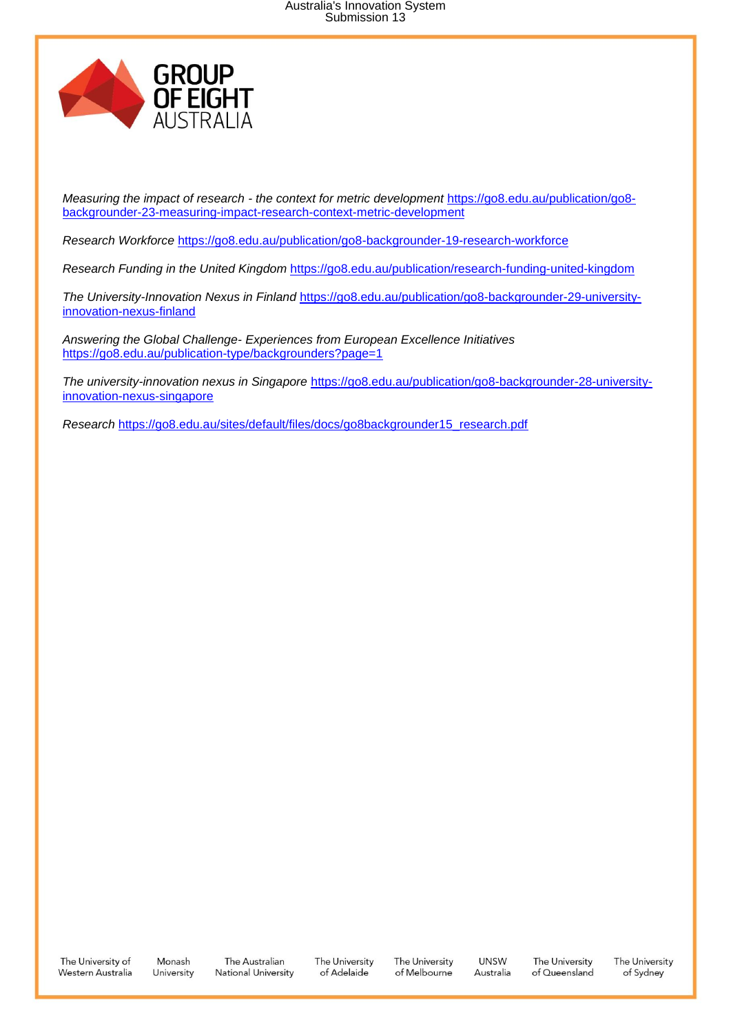*Measuring the impact of research - the context for metric development* https://go8.edu.au/publication/go8-backgrounder-23-measuring-impact-research-context-metric-development

*Research Workforce* https://go8.edu.au/publication/go8-backgrounder-19-research-workforce

*Research Funding in the United Kingdom* https://go8.edu.au/publication/research-funding-united-kingdom

*The University-Innovation Nexus in Finland* https://go8.edu.au/publication/go8-backgrounder-29-university-innovation-nexus-finland

*Answering the Global Challenge- Experiences from European Excellence Initiatives* https://go8.edu.au/publication-type/backgrounders?page=1

*The university-innovation nexus in Singapore* https://go8.edu.au/publication/go8-backgrounder-28-university-innovation-nexus-singapore

*Research* https://go8.edu.au/sites/default/files/docs/go8backgrounder15_research.pdf